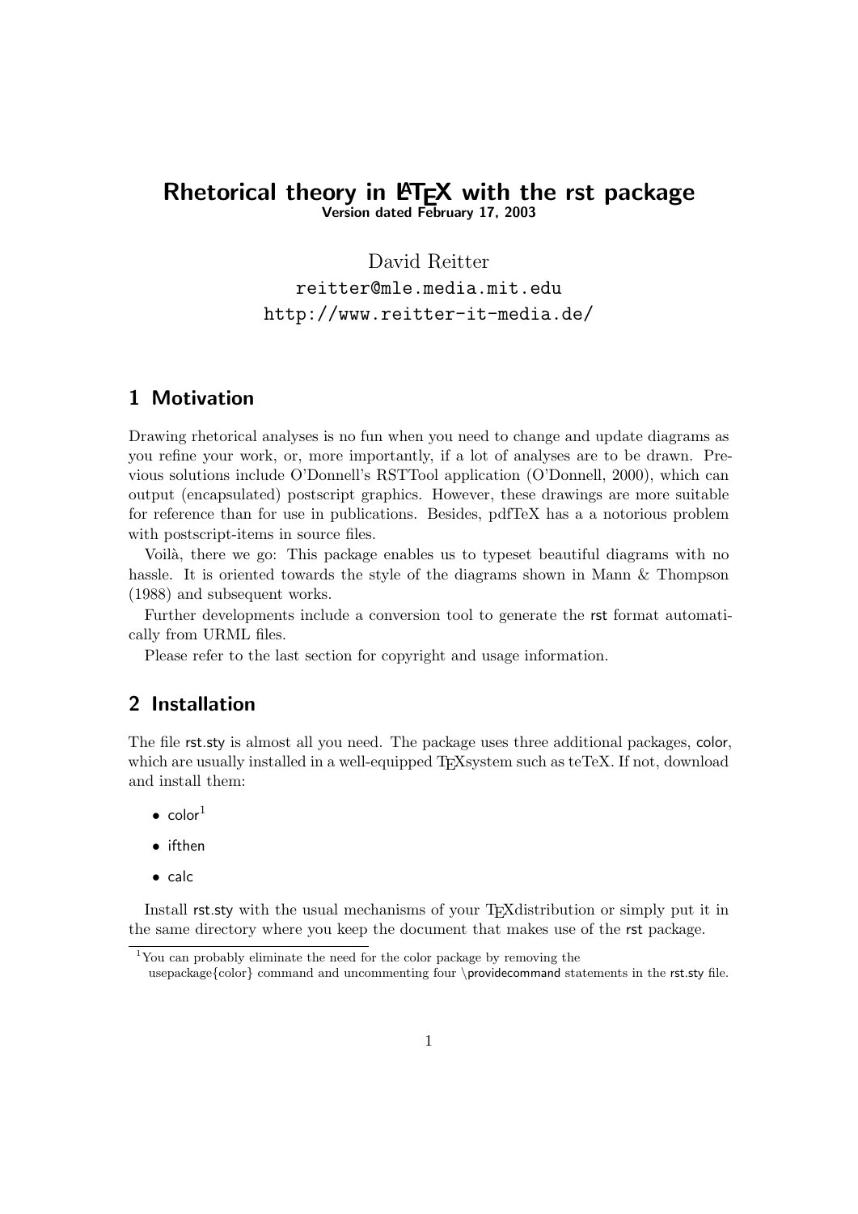# Rhetorical theory in LaTeX with the rst package

**Version dated February 17, 2003**

David Reitter
reitter@mle.media.mit.edu
http://www.reitter-it-media.de/

## 1 Motivation

Drawing rhetorical analyses is no fun when you need to change and update diagrams as you refine your work, or, more importantly, if a lot of analyses are to be drawn. Previous solutions include O'Donnell's RSTTool application (O'Donnell, 2000), which can output (encapsulated) postscript graphics. However, these drawings are more suitable for reference than for use in publications. Besides, pdfTeX has a a notorious problem with postscript-items in source files.

Voilà, there we go: This package enables us to typeset beautiful diagrams with no hassle. It is oriented towards the style of the diagrams shown in Mann & Thompson (1988) and subsequent works.

Further developments include a conversion tool to generate the rst format automatically from URML files.

Please refer to the last section for copyright and usage information.

## 2 Installation

The file rst.sty is almost all you need. The package uses three additional packages, color, which are usually installed in a well-equipped TEXsystem such as teTeX. If not, download and install them:

- color[1]
- ifthen
- calc

Install rst.sty with the usual mechanisms of your TEXdistribution or simply put it in the same directory where you keep the document that makes use of the rst package.

[1] You can probably eliminate the need for the color package by removing the usepackage{color} command and uncommenting four \providecommand statements in the rst.sty file.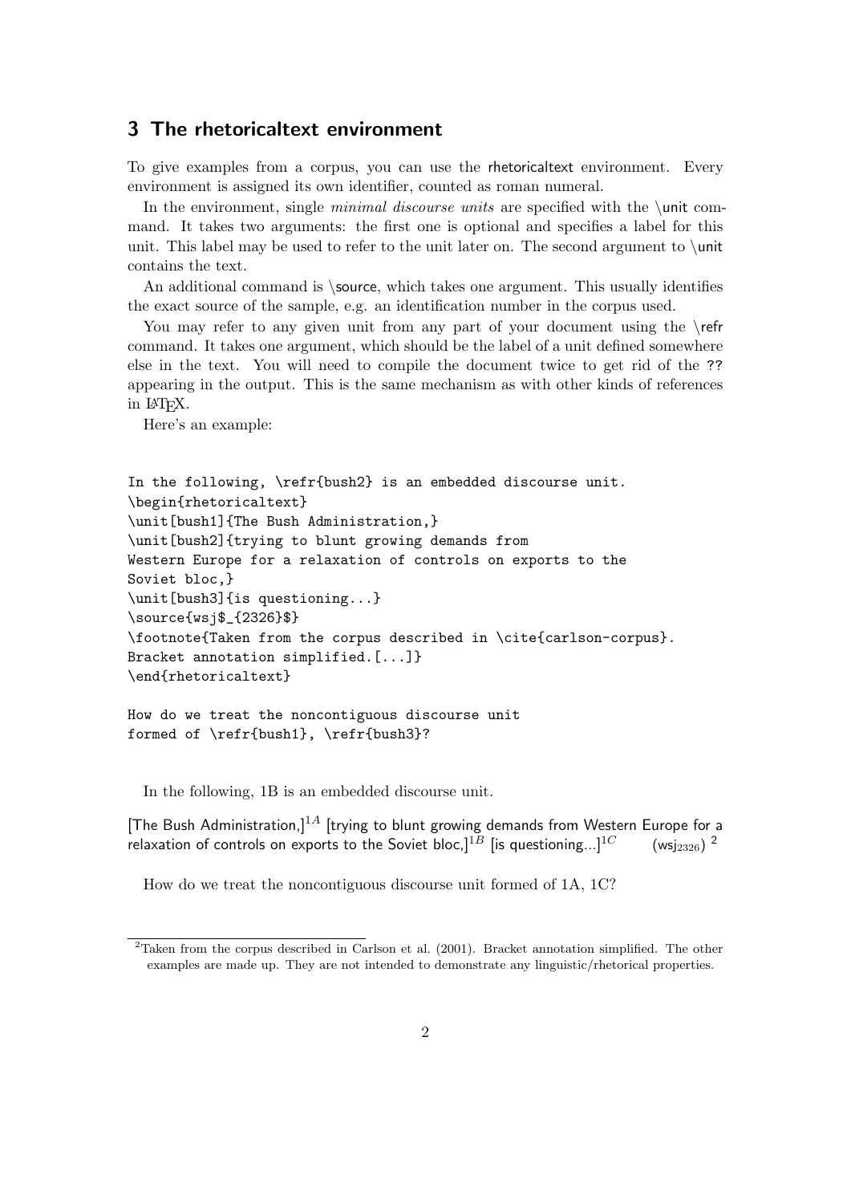## 3 The rhetoricaltext environment

To give examples from a corpus, you can use the rhetoricaltext environment. Every environment is assigned its own identifier, counted as roman numeral.

In the environment, single *minimal discourse units* are specified with the \unit command. It takes two arguments: the first one is optional and specifies a label for this unit. This label may be used to refer to the unit later on. The second argument to \unit contains the text.

An additional command is \source, which takes one argument. This usually identifies the exact source of the sample, e.g. an identification number in the corpus used.

You may refer to any given unit from any part of your document using the \refr command. It takes one argument, which should be the label of a unit defined somewhere else in the text. You will need to compile the document twice to get rid of the ?? appearing in the output. This is the same mechanism as with other kinds of references in LaTeX.

Here's an example:

```
In the following, \refr{bush2} is an embedded discourse unit.
\begin{rhetoricaltext}
\unit[bush1]{The Bush Administration,}
\unit[bush2]{trying to blunt growing demands from
Western Europe for a relaxation of controls on exports to the
Soviet bloc,}
\unit[bush3]{is questioning...}
\source{wsj$_{2326}$}
\footnote{Taken from the corpus described in \cite{carlson-corpus}.
Bracket annotation simplified.[...]}
\end{rhetoricaltext}

How do we treat the noncontiguous discourse unit
formed of \refr{bush1}, \refr{bush3}?
```

In the following, 1B is an embedded discourse unit.

[The Bush Administration,]$^{1A}$ [trying to blunt growing demands from Western Europe for a relaxation of controls on exports to the Soviet bloc,]$^{1B}$ [is questioning...]$^{1C}$ (wsj$_{2326}$) [2]

How do we treat the noncontiguous discourse unit formed of 1A, 1C?

[2] Taken from the corpus described in Carlson et al. (2001). Bracket annotation simplified. The other examples are made up. They are not intended to demonstrate any linguistic/rhetorical properties.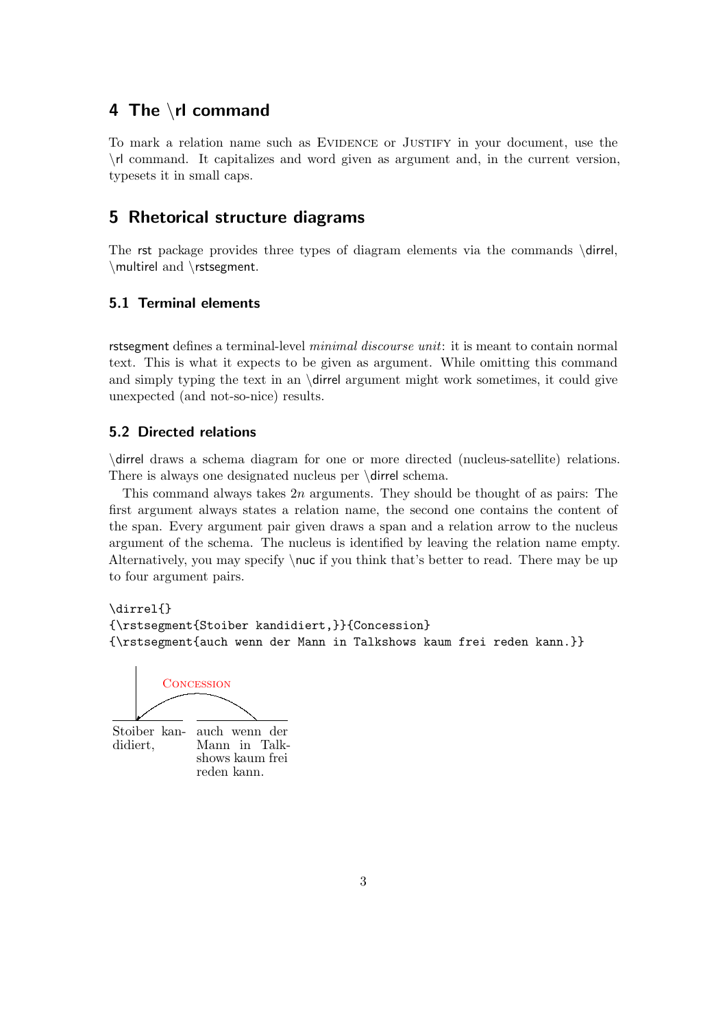## 4 The \rl command

To mark a relation name such as Evidence or Justify in your document, use the \rl command. It capitalizes and word given as argument and, in the current version, typesets it in small caps.

## 5 Rhetorical structure diagrams

The rst package provides three types of diagram elements via the commands \dirrel, \multirel and \rstsegment.

### 5.1 Terminal elements

rstsegment defines a terminal-level *minimal discourse unit*: it is meant to contain normal text. This is what it expects to be given as argument. While omitting this command and simply typing the text in an \dirrel argument might work sometimes, it could give unexpected (and not-so-nice) results.

### 5.2 Directed relations

\dirrel draws a schema diagram for one or more directed (nucleus-satellite) relations. There is always one designated nucleus per \dirrel schema.

This command always takes $2n$ arguments. They should be thought of as pairs: The first argument always states a relation name, the second one contains the content of the span. Every argument pair given draws a span and a relation arrow to the nucleus argument of the schema. The nucleus is identified by leaving the relation name empty. Alternatively, you may specify \nuc if you think that's better to read. There may be up to four argument pairs.

```
\dirrel{}
{\rstsegment{Stoiber kandidiert,}}{Concession}
{\rstsegment{auch wenn der Mann in Talkshows kaum frei reden kann.}}
```

Concession

Stoiber kandidiert, | auch wenn der Mann in Talkshows kaum frei reden kann.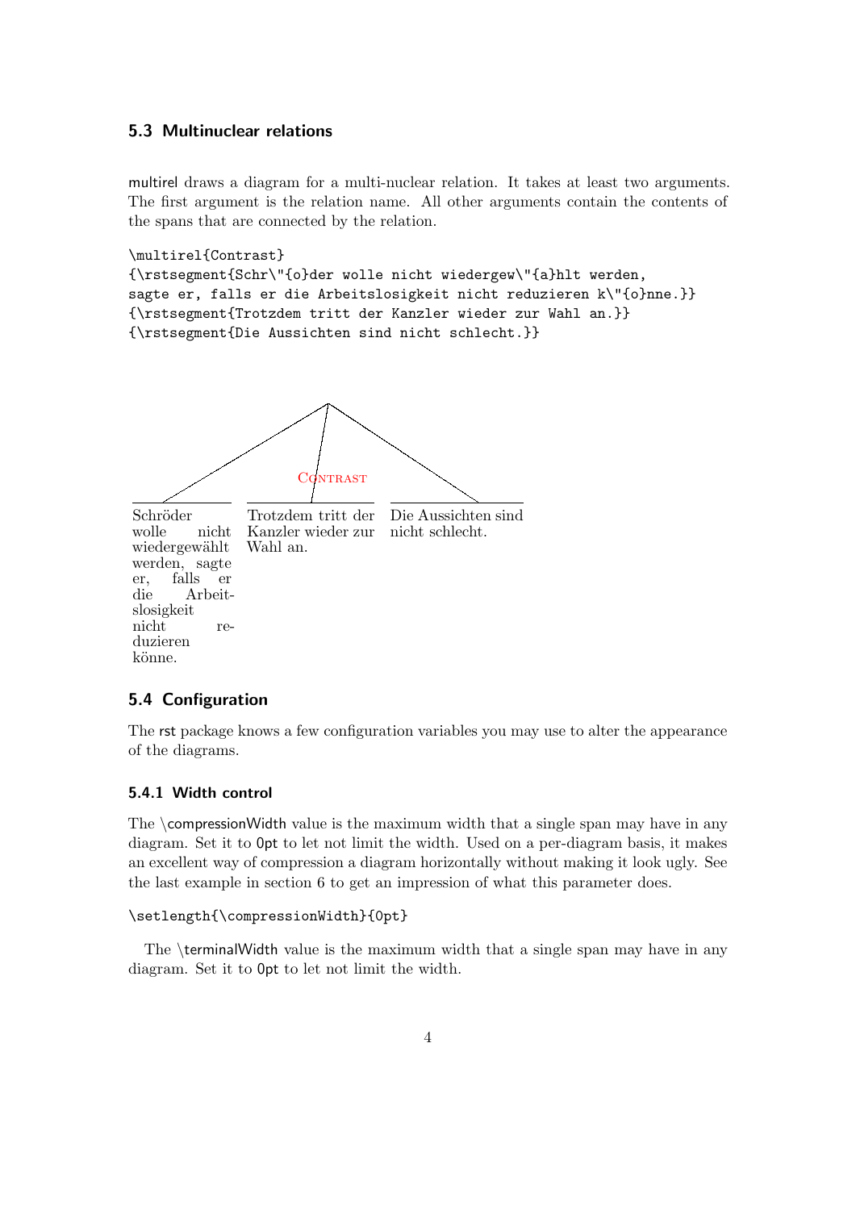### 5.3 Multinuclear relations

multirel draws a diagram for a multi-nuclear relation. It takes at least two arguments. The first argument is the relation name. All other arguments contain the contents of the spans that are connected by the relation.

```
\multirel{Contrast}
{\rstsegment{Schr\"{o}der wolle nicht wiedergew\"{a}hlt werden,
sagte er, falls er die Arbeitslosigkeit nicht reduzieren k\"{o}nne.}}
{\rstsegment{Trotzdem tritt der Kanzler wieder zur Wahl an.}}
{\rstsegment{Die Aussichten sind nicht schlecht.}}
```

Contrast

Schröder wolle nicht wiedergewählt werden, sagte er, falls er die Arbeitslosigkeit nicht reduzieren könne.

Trotzdem tritt der Kanzler wieder zur Wahl an.

Die Aussichten sind nicht schlecht.

### 5.4 Configuration

The rst package knows a few configuration variables you may use to alter the appearance of the diagrams.

#### 5.4.1 Width control

The \compressionWidth value is the maximum width that a single span may have in any diagram. Set it to 0pt to let not limit the width. Used on a per-diagram basis, it makes an excellent way of compression a diagram horizontally without making it look ugly. See the last example in section 6 to get an impression of what this parameter does.

```
\setlength{\compressionWidth}{0pt}
```

The \terminalWidth value is the maximum width that a single span may have in any diagram. Set it to 0pt to let not limit the width.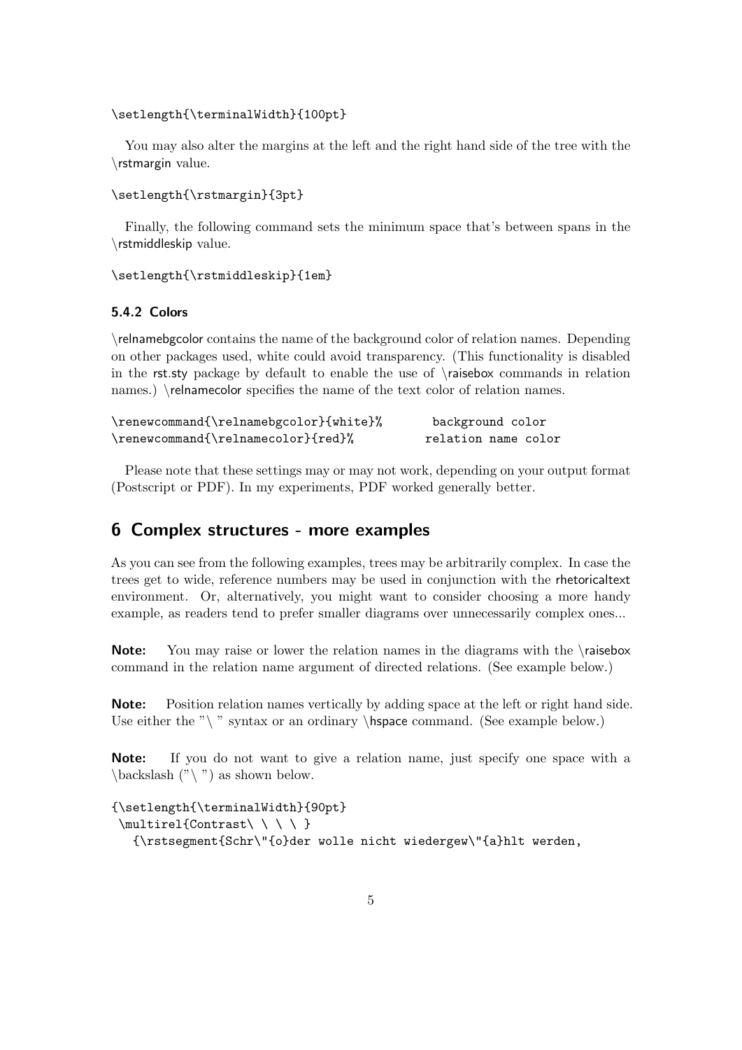```
\setlength{\terminalWidth}{100pt}
```

You may also alter the margins at the left and the right hand side of the tree with the \rstmargin value.

```
\setlength{\rstmargin}{3pt}
```

Finally, the following command sets the minimum space that's between spans in the \rstmiddleskip value.

```
\setlength{\rstmiddleskip}{1em}
```

### 5.4.2 Colors

\relnamebgcolor contains the name of the background color of relation names. Depending on other packages used, white could avoid transparency. (This functionality is disabled in the rst.sty package by default to enable the use of \raisebox commands in relation names.) \relnamecolor specifies the name of the text color of relation names.

```
\renewcommand{\relnamebgcolor}{white}%        background color
\renewcommand{\relnamecolor}{red}%           relation name color
```

Please note that these settings may or may not work, depending on your output format (Postscript or PDF). In my experiments, PDF worked generally better.

## 6 Complex structures - more examples

As you can see from the following examples, trees may be arbitrarily complex. In case the trees get to wide, reference numbers may be used in conjunction with the rhetoricaltext environment. Or, alternatively, you might want to consider choosing a more handy example, as readers tend to prefer smaller diagrams over unnecessarily complex ones...

**Note:** You may raise or lower the relation names in the diagrams with the \raisebox command in the relation name argument of directed relations. (See example below.)

**Note:** Position relation names vertically by adding space at the left or right hand side. Use either the "\ " syntax or an ordinary \hspace command. (See example below.)

**Note:** If you do not want to give a relation name, just specify one space with a \backslash ("\ ") as shown below.

```
{\setlength{\terminalWidth}{90pt}
 \multirel{Contrast\ \ \ \ }
   {\rstsegment{Schr\"{o}der wolle nicht wiedergew\"{a}hlt werden,
```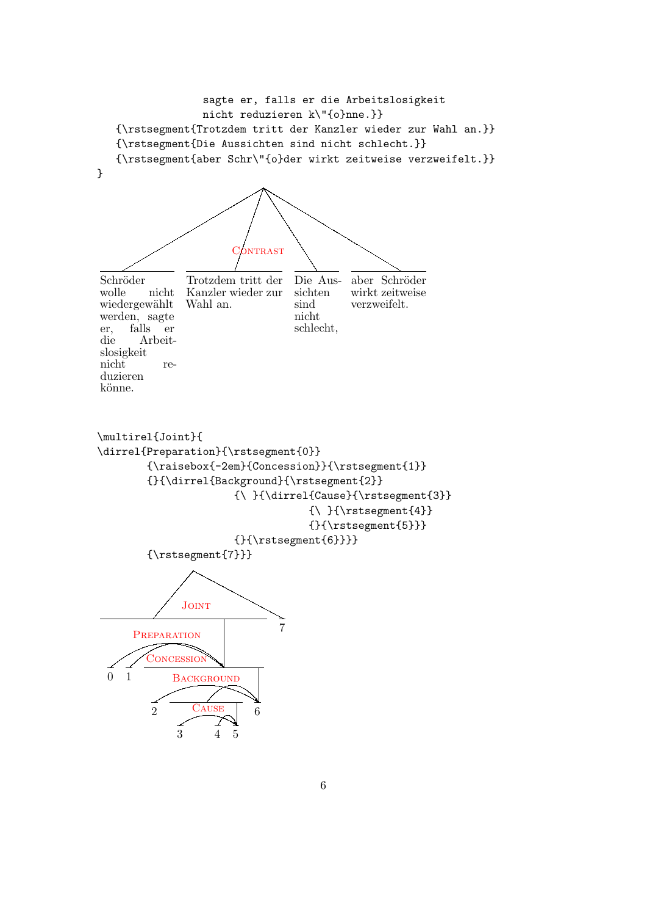```
                sagte er, falls er die Arbeitslosigkeit
                nicht reduzieren k\"{o}nne.}}
   {\rstsegment{Trotzdem tritt der Kanzler wieder zur Wahl an.}}
   {\rstsegment{Die Aussichten sind nicht schlecht.}}
   {\rstsegment{aber Schr\"{o}der wirkt zeitweise verzweifelt.}}
}
```

Contrast

| Schröder wolle nicht wiedergewählt werden, sagte er, falls er die Arbeitslosigkeit nicht reduzieren könne. | Trotzdem tritt der Kanzler wieder zur Wahl an. | Die Aussichten sind nicht schlecht, | aber Schröder wirkt zeitweise verzweifelt. |
|---|---|---|---|

```
\multirel{Joint}{
\dirrel{Preparation}{\rstsegment{0}}
        {\raisebox{-2em}{Concession}}{\rstsegment{1}}
        {}{\dirrel{Background}{\rstsegment{2}}
                  {\ }{\dirrel{Cause}{\rstsegment{3}}
                          {\ }{\rstsegment{4}}
                          {}{\rstsegment{5}}}
                  {}{\rstsegment{6}}}}
        {\rstsegment{7}}}
```

Joint, Preparation, Concession, Background, Cause

0 1 2 3 4 5 6 7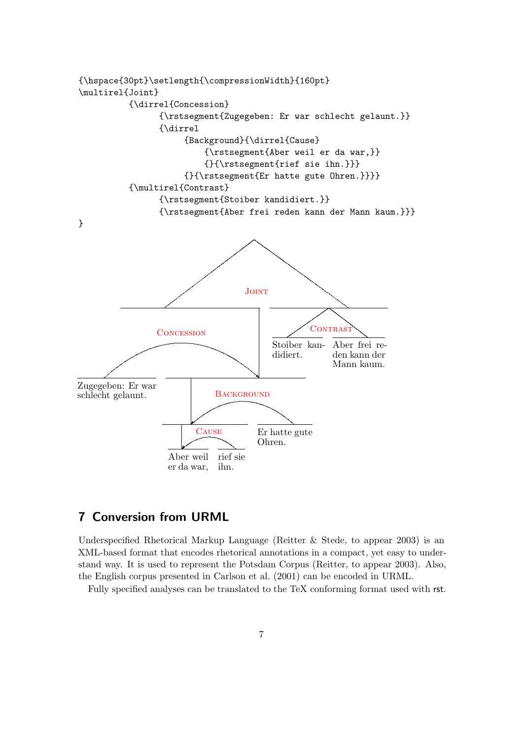```
{\hspace{30pt}\setlength{\compressionWidth}{160pt}
\multirel{Joint}
        {\dirrel{Concession}
             {\rstsegment{Zugegeben: Er war schlecht gelaunt.}}
             {\dirrel
                  {Background}{\dirrel{Cause}
                      {\rstsegment{Aber weil er da war,}}
                      {}{\rstsegment{rief sie ihn.}}}
                  {}{\rstsegment{Er hatte gute Ohren.}}}}
        {\multirel{Contrast}
             {\rstsegment{Stoiber kandidiert.}}
             {\rstsegment{Aber frei reden kann der Mann kaum.}}}
}
```

Joint

Concession

Contrast

Stoiber kandidiert.

Aber frei reden kann der Mann kaum.

Zugegeben: Er war schlecht gelaunt.

Background

Cause

Er hatte gute Ohren.

Aber weil er da war,

rief sie ihn.

## 7 Conversion from URML

Underspecified Rhetorical Markup Language (Reitter & Stede, to appear 2003) is an XML-based format that encodes rhetorical annotations in a compact, yet easy to understand way. It is used to represent the Potsdam Corpus (Reitter, to appear 2003). Also, the English corpus presented in Carlson et al. (2001) can be encoded in URML.

Fully specified analyses can be translated to the TeX conforming format used with rst.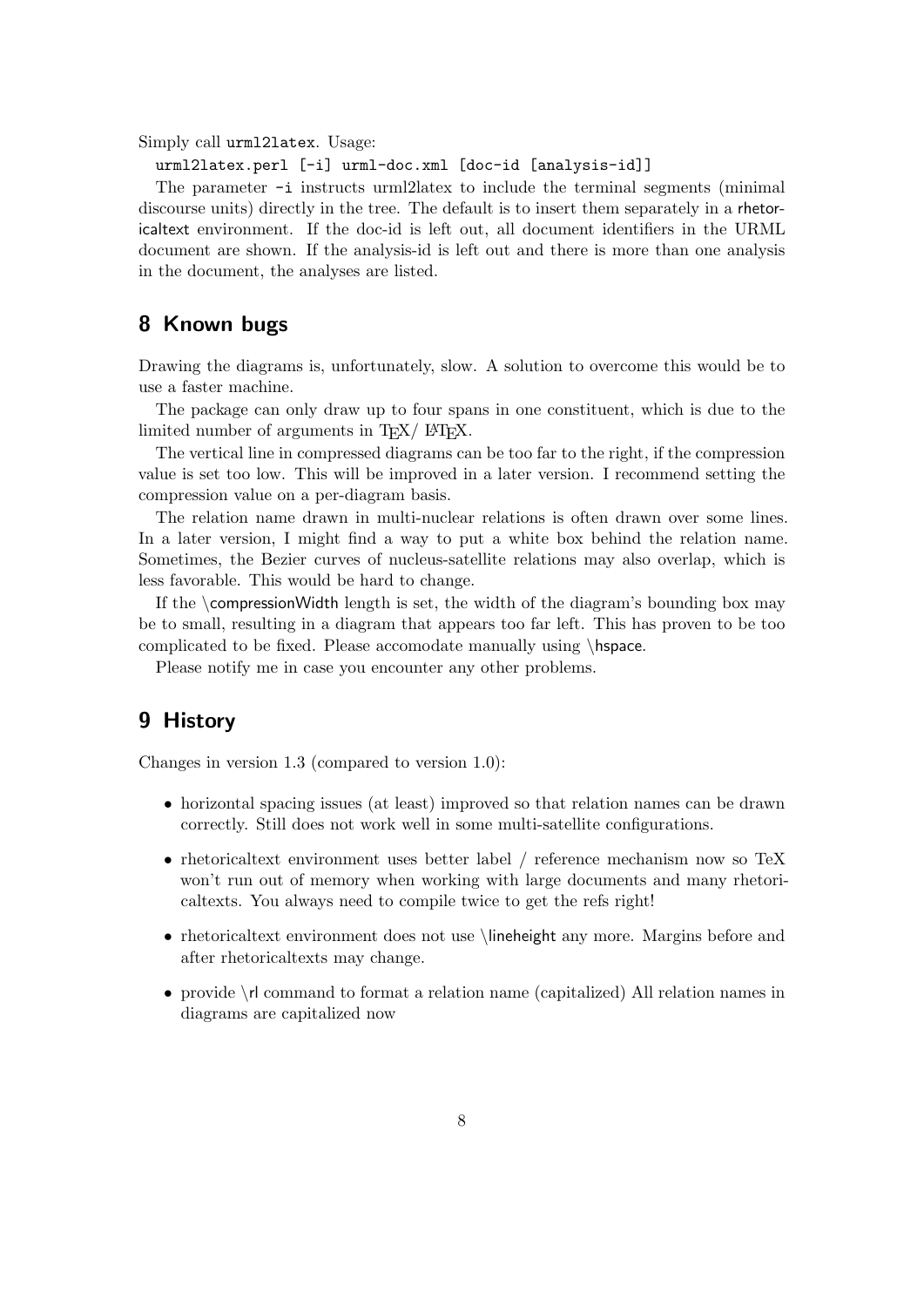Simply call `urml2latex`. Usage:

```
urml2latex.perl [-i] urml-doc.xml [doc-id [analysis-id]]
```

The parameter `-i` instructs urml2latex to include the terminal segments (minimal discourse units) directly in the tree. The default is to insert them separately in a rhetoricaltext environment. If the doc-id is left out, all document identifiers in the URML document are shown. If the analysis-id is left out and there is more than one analysis in the document, the analyses are listed.

## 8 Known bugs

Drawing the diagrams is, unfortunately, slow. A solution to overcome this would be to use a faster machine.

The package can only draw up to four spans in one constituent, which is due to the limited number of arguments in TEX/ LATEX.

The vertical line in compressed diagrams can be too far to the right, if the compression value is set too low. This will be improved in a later version. I recommend setting the compression value on a per-diagram basis.

The relation name drawn in multi-nuclear relations is often drawn over some lines. In a later version, I might find a way to put a white box behind the relation name. Sometimes, the Bezier curves of nucleus-satellite relations may also overlap, which is less favorable. This would be hard to change.

If the \compressionWidth length is set, the width of the diagram's bounding box may be to small, resulting in a diagram that appears too far left. This has proven to be too complicated to be fixed. Please accomodate manually using \hspace.

Please notify me in case you encounter any other problems.

## 9 History

Changes in version 1.3 (compared to version 1.0):

- horizontal spacing issues (at least) improved so that relation names can be drawn correctly. Still does not work well in some multi-satellite configurations.
- rhetoricaltext environment uses better label / reference mechanism now so TeX won't run out of memory when working with large documents and many rhetoricaltexts. You always need to compile twice to get the refs right!
- rhetoricaltext environment does not use \lineheight any more. Margins before and after rhetoricaltexts may change.
- provide \rl command to format a relation name (capitalized) All relation names in diagrams are capitalized now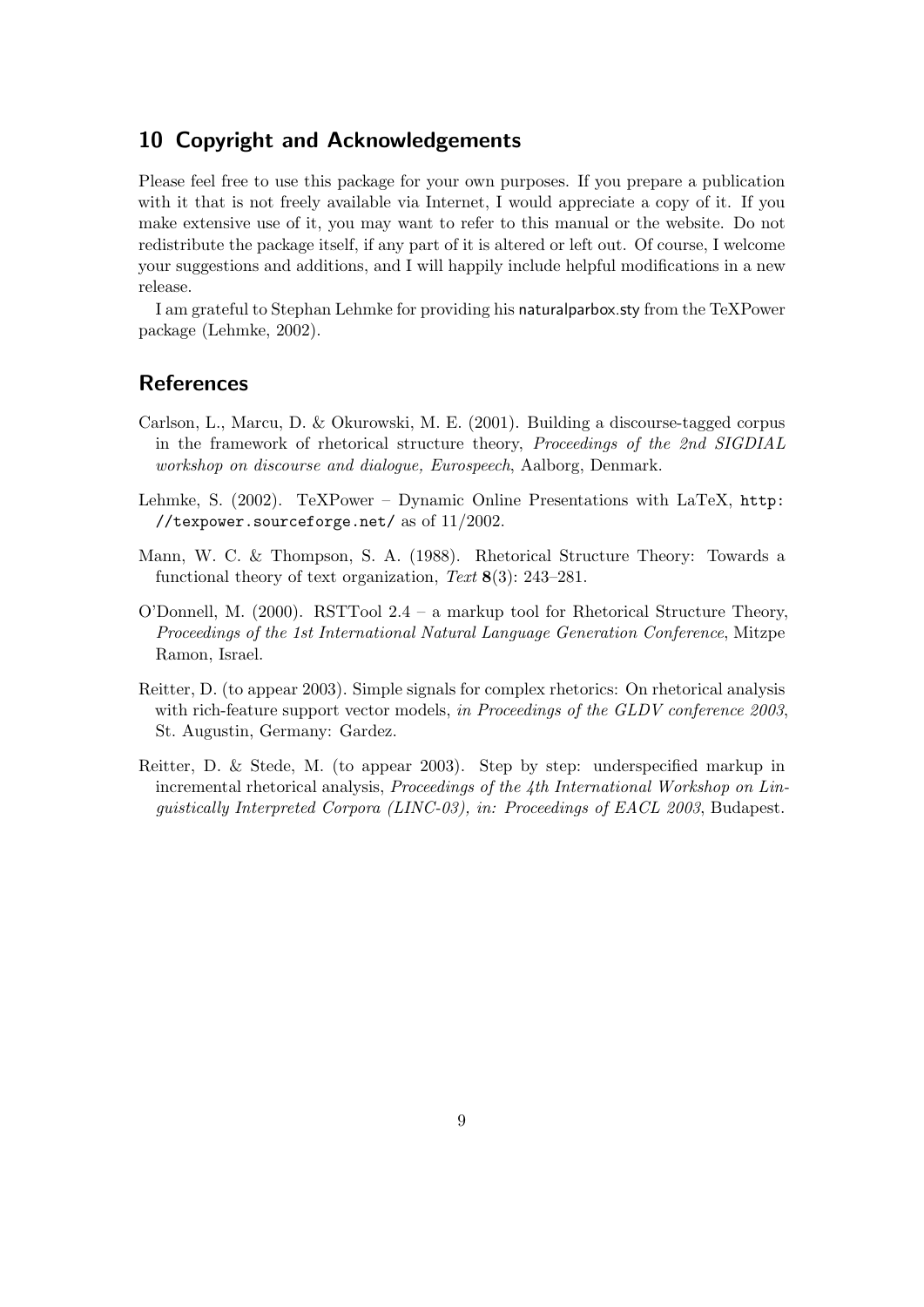## 10 Copyright and Acknowledgements

Please feel free to use this package for your own purposes. If you prepare a publication with it that is not freely available via Internet, I would appreciate a copy of it. If you make extensive use of it, you may want to refer to this manual or the website. Do not redistribute the package itself, if any part of it is altered or left out. Of course, I welcome your suggestions and additions, and I will happily include helpful modifications in a new release.

I am grateful to Stephan Lehmke for providing his naturalparbox.sty from the TeXPower package (Lehmke, 2002).

## References

Carlson, L., Marcu, D. & Okurowski, M. E. (2001). Building a discourse-tagged corpus in the framework of rhetorical structure theory, *Proceedings of the 2nd SIGDIAL workshop on discourse and dialogue, Eurospeech*, Aalborg, Denmark.

Lehmke, S. (2002). TeXPower – Dynamic Online Presentations with LaTeX, `http://texpower.sourceforge.net/` as of 11/2002.

Mann, W. C. & Thompson, S. A. (1988). Rhetorical Structure Theory: Towards a functional theory of text organization, *Text* **8**(3): 243–281.

O'Donnell, M. (2000). RSTTool 2.4 – a markup tool for Rhetorical Structure Theory, *Proceedings of the 1st International Natural Language Generation Conference*, Mitzpe Ramon, Israel.

Reitter, D. (to appear 2003). Simple signals for complex rhetorics: On rhetorical analysis with rich-feature support vector models, *in Proceedings of the GLDV conference 2003*, St. Augustin, Germany: Gardez.

Reitter, D. & Stede, M. (to appear 2003). Step by step: underspecified markup in incremental rhetorical analysis, *Proceedings of the 4th International Workshop on Linguistically Interpreted Corpora (LINC-03), in: Proceedings of EACL 2003*, Budapest.